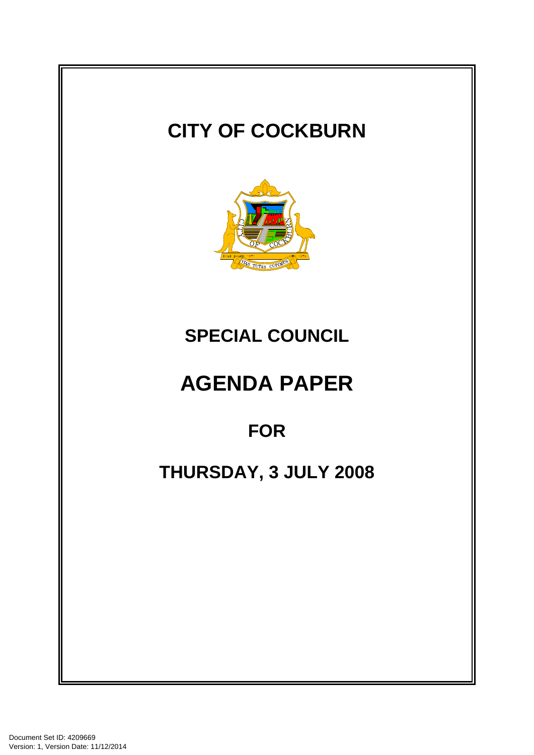# CITY OF COCKBURN

## SPECIAL COUNCIL

# AGENDA PAPER

## FOR

## THURSDAY, 3 JULY 2008

Document Set ID: 4209669
Version: 1, Version Date: 11/12/2014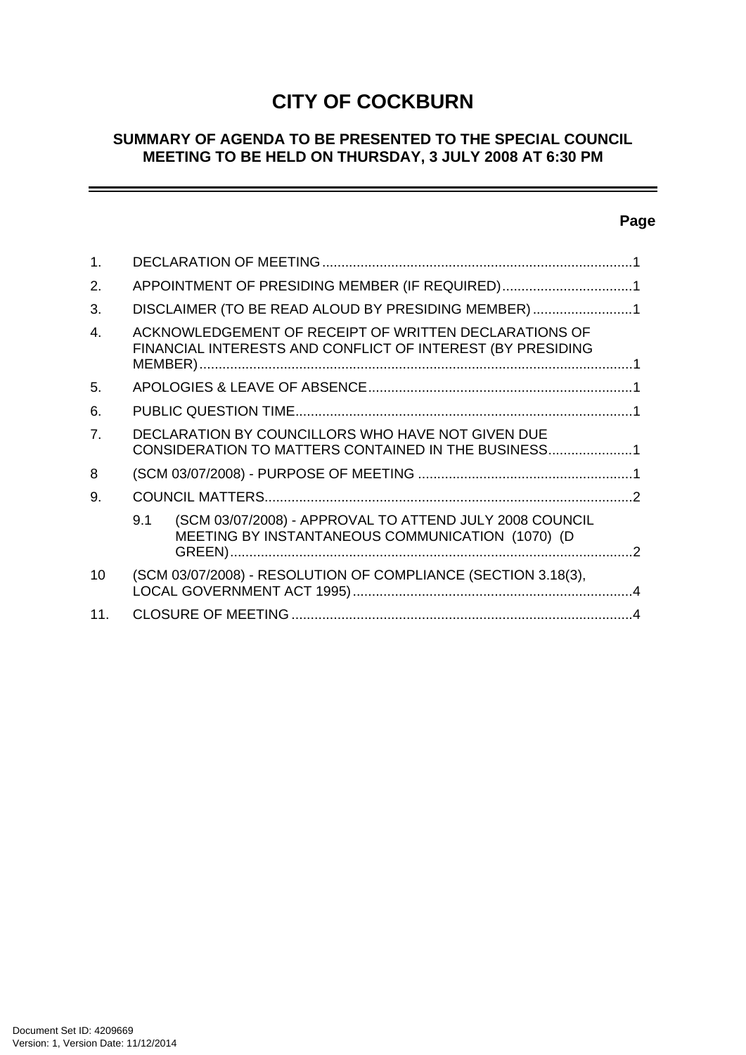# CITY OF COCKBURN

## SUMMARY OF AGENDA TO BE PRESENTED TO THE SPECIAL COUNCIL MEETING TO BE HELD ON THURSDAY, 3 JULY 2008 AT 6:30 PM

| | | Page |
|---|---|---|
| 1. | DECLARATION OF MEETING | 1 |
| 2. | APPOINTMENT OF PRESIDING MEMBER (IF REQUIRED) | 1 |
| 3. | DISCLAIMER (TO BE READ ALOUD BY PRESIDING MEMBER) | 1 |
| 4. | ACKNOWLEDGEMENT OF RECEIPT OF WRITTEN DECLARATIONS OF FINANCIAL INTERESTS AND CONFLICT OF INTEREST (BY PRESIDING MEMBER) | 1 |
| 5. | APOLOGIES & LEAVE OF ABSENCE | 1 |
| 6. | PUBLIC QUESTION TIME | 1 |
| 7. | DECLARATION BY COUNCILLORS WHO HAVE NOT GIVEN DUE CONSIDERATION TO MATTERS CONTAINED IN THE BUSINESS | 1 |
| 8 | (SCM 03/07/2008) - PURPOSE OF MEETING | 1 |
| 9. | COUNCIL MATTERS | 2 |
| | 9.1 (SCM 03/07/2008) - APPROVAL TO ATTEND JULY 2008 COUNCIL MEETING BY INSTANTANEOUS COMMUNICATION (1070) (D GREEN) | 2 |
| 10 | (SCM 03/07/2008) - RESOLUTION OF COMPLIANCE (SECTION 3.18(3), LOCAL GOVERNMENT ACT 1995) | 4 |
| 11. | CLOSURE OF MEETING | 4 |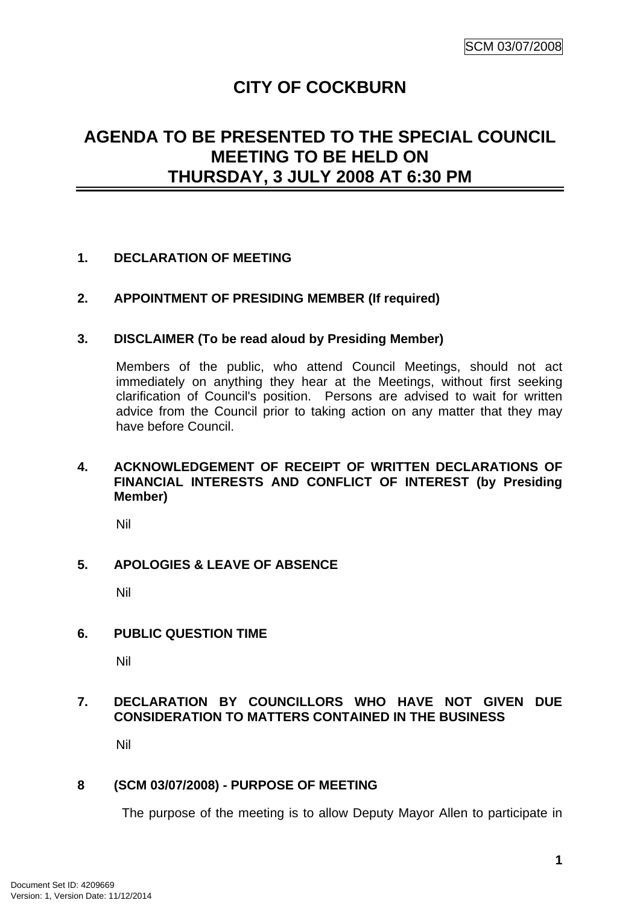# CITY OF COCKBURN

## AGENDA TO BE PRESENTED TO THE SPECIAL COUNCIL MEETING TO BE HELD ON THURSDAY, 3 JULY 2008 AT 6:30 PM

**1. DECLARATION OF MEETING**

**2. APPOINTMENT OF PRESIDING MEMBER (If required)**

**3. DISCLAIMER (To be read aloud by Presiding Member)**

Members of the public, who attend Council Meetings, should not act immediately on anything they hear at the Meetings, without first seeking clarification of Council's position. Persons are advised to wait for written advice from the Council prior to taking action on any matter that they may have before Council.

**4. ACKNOWLEDGEMENT OF RECEIPT OF WRITTEN DECLARATIONS OF FINANCIAL INTERESTS AND CONFLICT OF INTEREST (by Presiding Member)**

Nil

**5. APOLOGIES & LEAVE OF ABSENCE**

Nil

**6. PUBLIC QUESTION TIME**

Nil

**7. DECLARATION BY COUNCILLORS WHO HAVE NOT GIVEN DUE CONSIDERATION TO MATTERS CONTAINED IN THE BUSINESS**

Nil

**8 (SCM 03/07/2008) - PURPOSE OF MEETING**

The purpose of the meeting is to allow Deputy Mayor Allen to participate in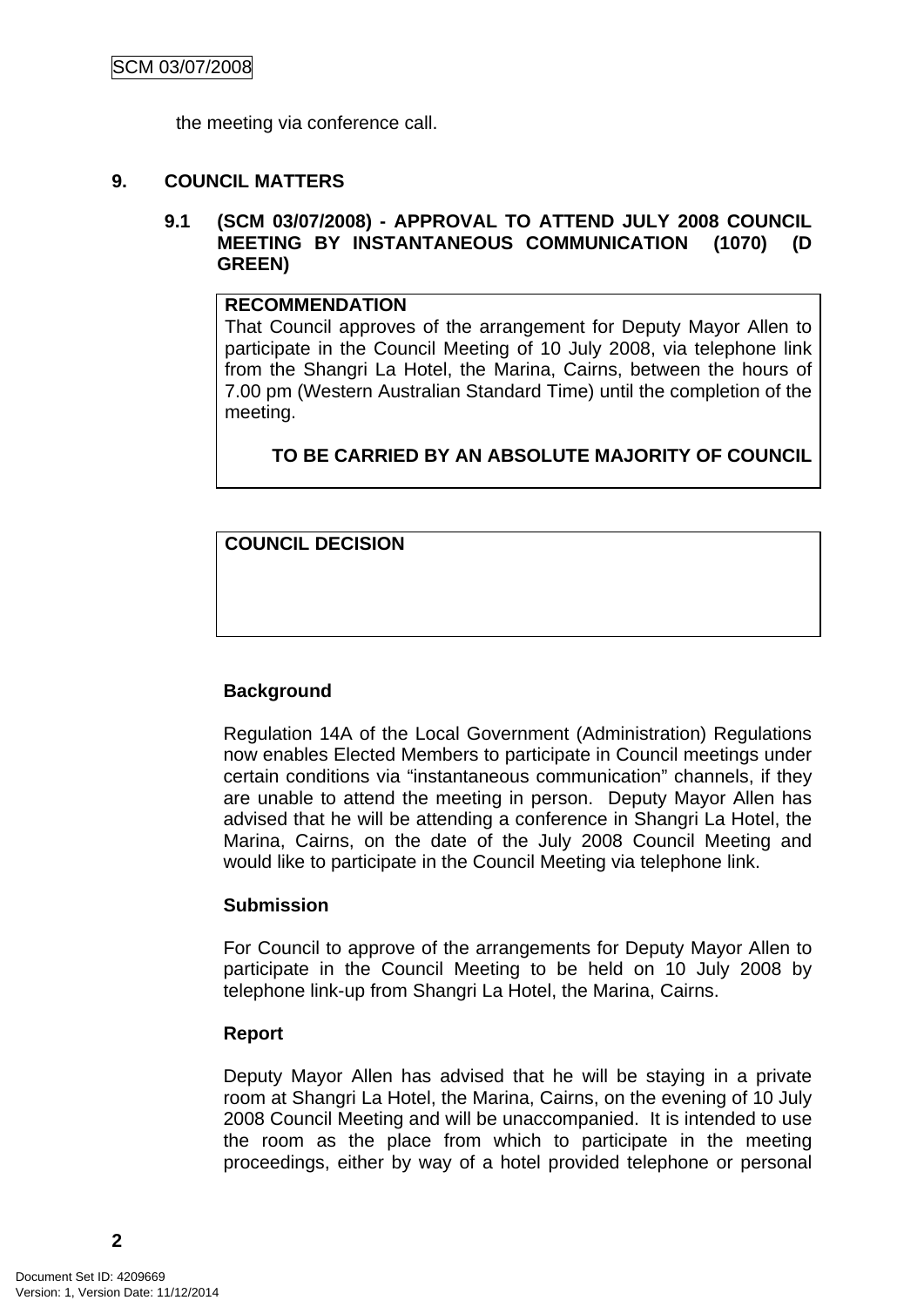the meeting via conference call.

## 9. COUNCIL MATTERS

### 9.1 (SCM 03/07/2008) - APPROVAL TO ATTEND JULY 2008 COUNCIL MEETING BY INSTANTANEOUS COMMUNICATION (1070) (D GREEN)

**RECOMMENDATION**

That Council approves of the arrangement for Deputy Mayor Allen to participate in the Council Meeting of 10 July 2008, via telephone link from the Shangri La Hotel, the Marina, Cairns, between the hours of 7.00 pm (Western Australian Standard Time) until the completion of the meeting.

**TO BE CARRIED BY AN ABSOLUTE MAJORITY OF COUNCIL**

**COUNCIL DECISION**

**Background**

Regulation 14A of the Local Government (Administration) Regulations now enables Elected Members to participate in Council meetings under certain conditions via "instantaneous communication" channels, if they are unable to attend the meeting in person. Deputy Mayor Allen has advised that he will be attending a conference in Shangri La Hotel, the Marina, Cairns, on the date of the July 2008 Council Meeting and would like to participate in the Council Meeting via telephone link.

**Submission**

For Council to approve of the arrangements for Deputy Mayor Allen to participate in the Council Meeting to be held on 10 July 2008 by telephone link-up from Shangri La Hotel, the Marina, Cairns.

**Report**

Deputy Mayor Allen has advised that he will be staying in a private room at Shangri La Hotel, the Marina, Cairns, on the evening of 10 July 2008 Council Meeting and will be unaccompanied. It is intended to use the room as the place from which to participate in the meeting proceedings, either by way of a hotel provided telephone or personal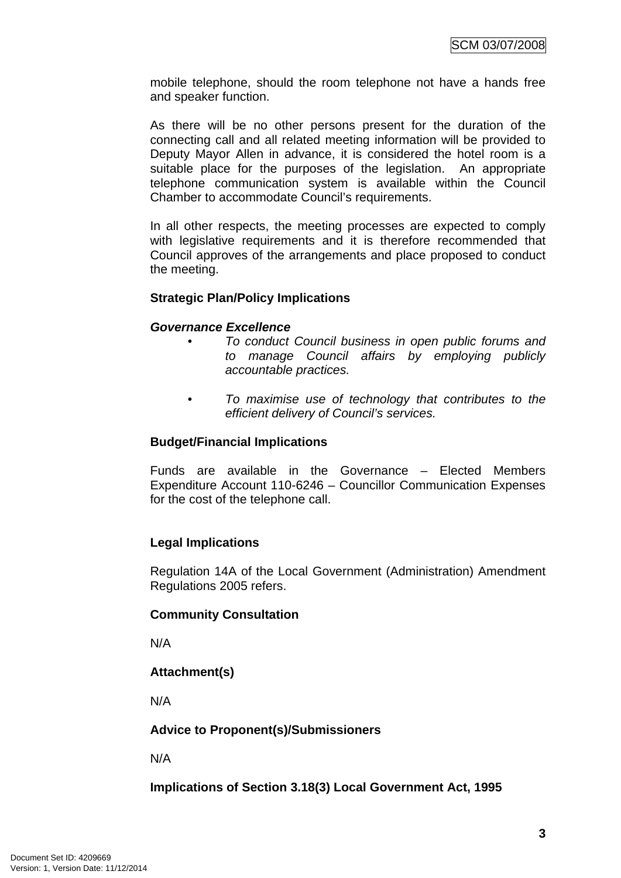mobile telephone, should the room telephone not have a hands free and speaker function.

As there will be no other persons present for the duration of the connecting call and all related meeting information will be provided to Deputy Mayor Allen in advance, it is considered the hotel room is a suitable place for the purposes of the legislation. An appropriate telephone communication system is available within the Council Chamber to accommodate Council's requirements.

In all other respects, the meeting processes are expected to comply with legislative requirements and it is therefore recommended that Council approves of the arrangements and place proposed to conduct the meeting.

**Strategic Plan/Policy Implications**

***Governance Excellence***

- *To conduct Council business in open public forums and to manage Council affairs by employing publicly accountable practices.*

- *To maximise use of technology that contributes to the efficient delivery of Council's services.*

**Budget/Financial Implications**

Funds are available in the Governance – Elected Members Expenditure Account 110-6246 – Councillor Communication Expenses for the cost of the telephone call.

**Legal Implications**

Regulation 14A of the Local Government (Administration) Amendment Regulations 2005 refers.

**Community Consultation**

N/A

**Attachment(s)**

N/A

**Advice to Proponent(s)/Submissioners**

N/A

**Implications of Section 3.18(3) Local Government Act, 1995**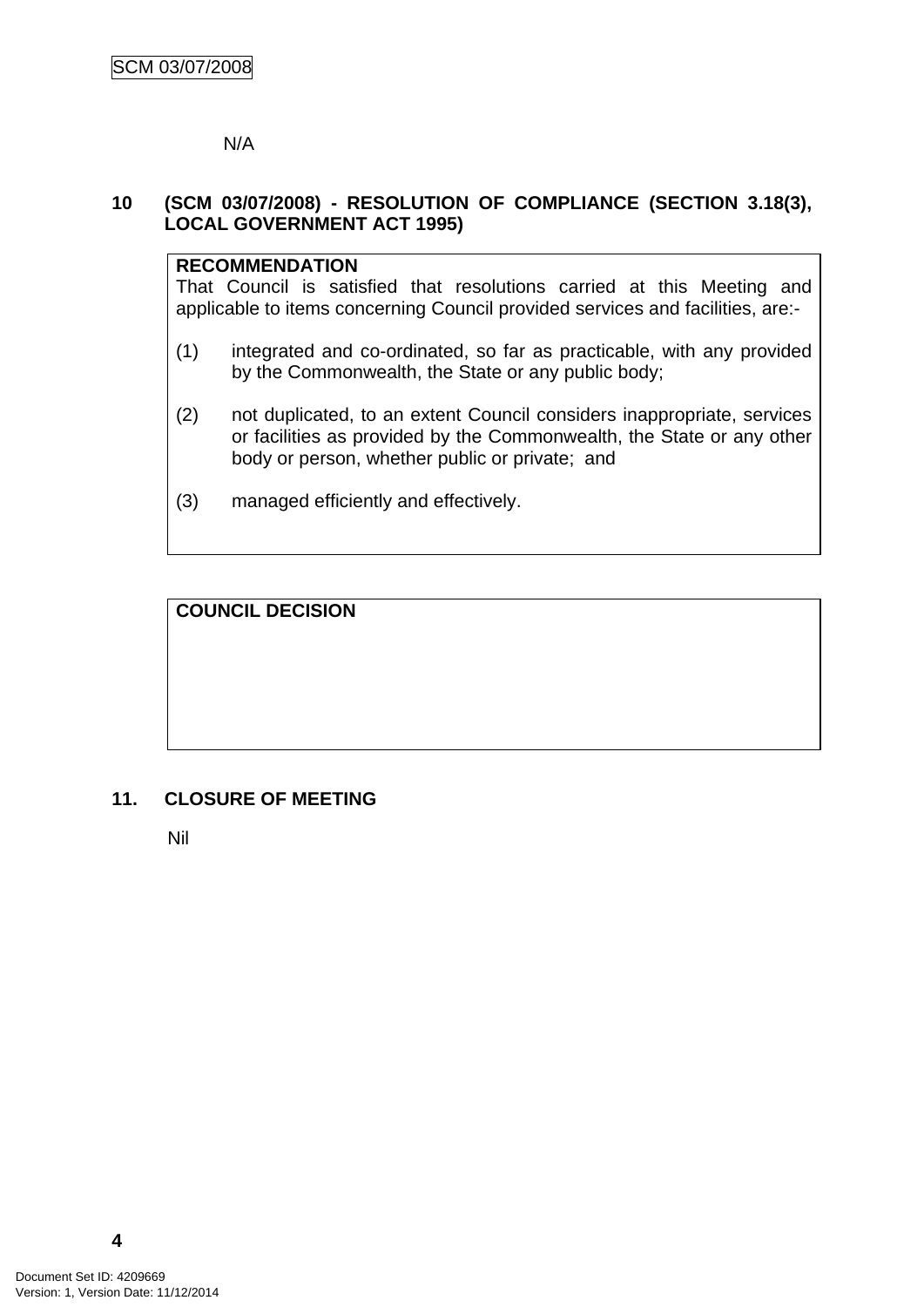N/A

## 10 (SCM 03/07/2008) - RESOLUTION OF COMPLIANCE (SECTION 3.18(3), LOCAL GOVERNMENT ACT 1995)

**RECOMMENDATION**

That Council is satisfied that resolutions carried at this Meeting and applicable to items concerning Council provided services and facilities, are:-

(1) integrated and co-ordinated, so far as practicable, with any provided by the Commonwealth, the State or any public body;

(2) not duplicated, to an extent Council considers inappropriate, services or facilities as provided by the Commonwealth, the State or any other body or person, whether public or private; and

(3) managed efficiently and effectively.

**COUNCIL DECISION**

## 11. CLOSURE OF MEETING

Nil

Document Set ID: 4209669
Version: 1, Version Date: 11/12/2014